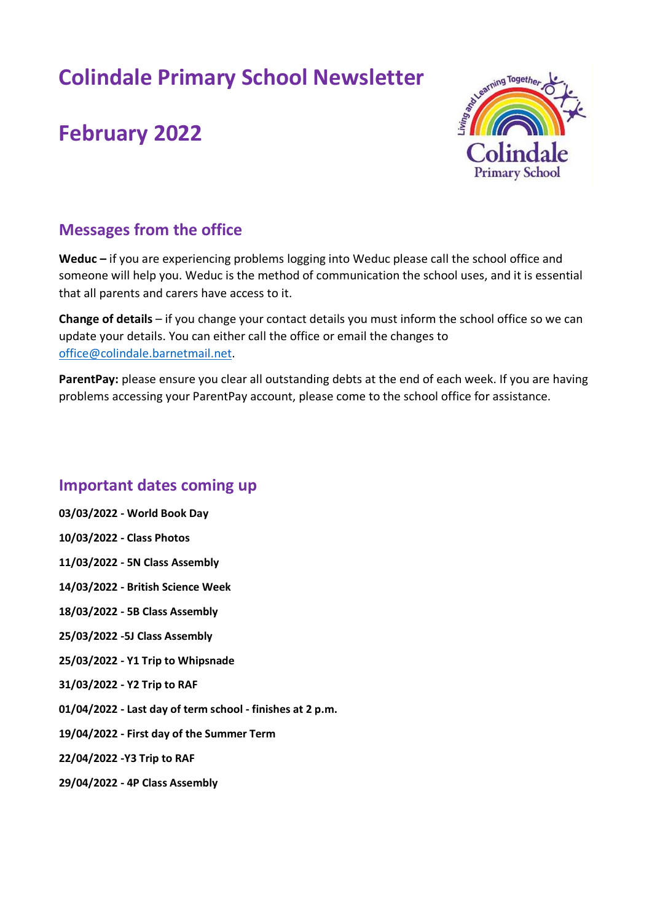# Colindale Primary School Newsletter

# February 2022

## Messages from the office

**Weduc –** if you are experiencing problems logging into Weduc please call the school office and someone will help you. Weduc is the method of communication the school uses, and it is essential that all parents and carers have access to it.

**Change of details** – if you change your contact details you must inform the school office so we can update your details. You can either call the office or email the changes to office@colindale.barnetmail.net.

**ParentPay:** please ensure you clear all outstanding debts at the end of each week. If you are having problems accessing your ParentPay account, please come to the school office for assistance.

## Important dates coming up

**03/03/2022 - World Book Day**

**10/03/2022 - Class Photos**

**11/03/2022 - 5N Class Assembly**

**14/03/2022 - British Science Week**

**18/03/2022 - 5B Class Assembly**

**25/03/2022 -5J Class Assembly**

**25/03/2022 - Y1 Trip to Whipsnade**

**31/03/2022 - Y2 Trip to RAF**

**01/04/2022 - Last day of term school - finishes at 2 p.m.**

**19/04/2022 - First day of the Summer Term**

**22/04/2022 -Y3 Trip to RAF**

**29/04/2022 - 4P Class Assembly**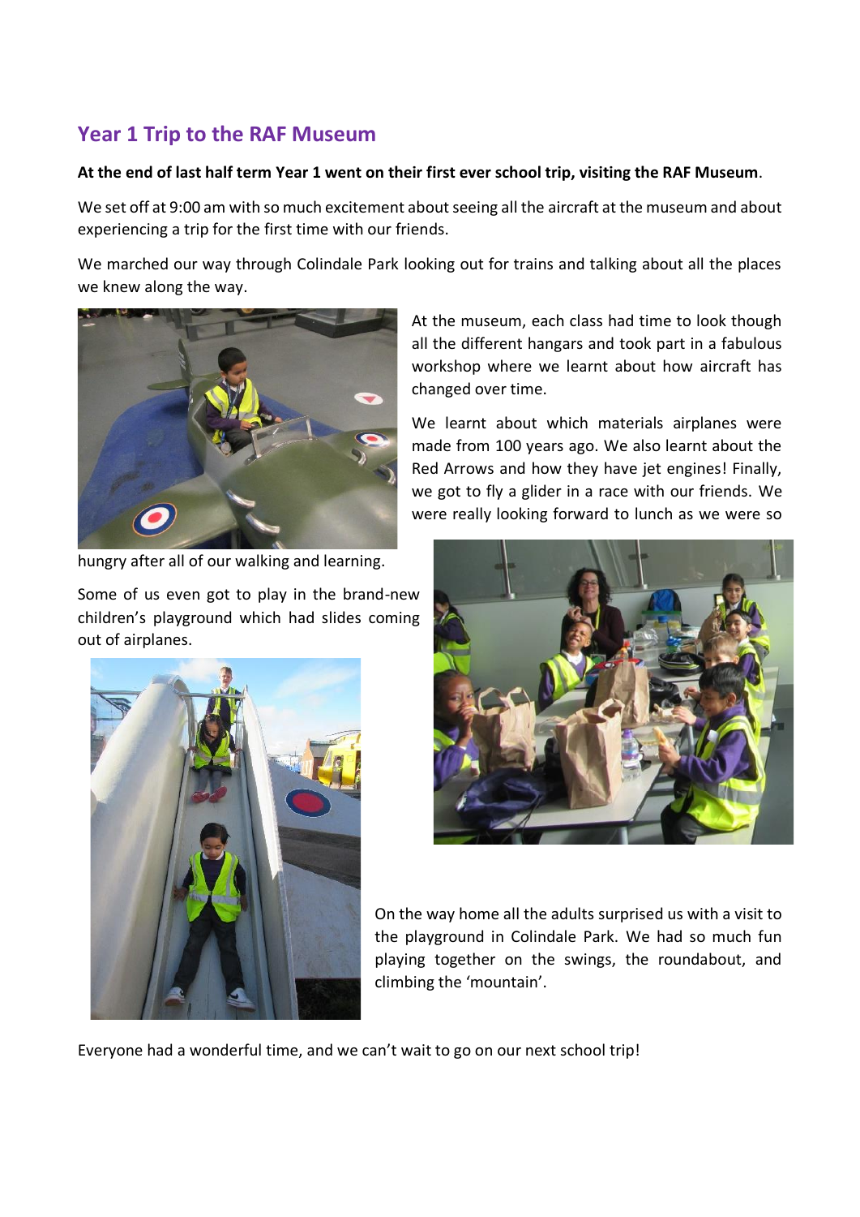## Year 1 Trip to the RAF Museum

**At the end of last half term Year 1 went on their first ever school trip, visiting the RAF Museum**.

We set off at 9:00 am with so much excitement about seeing all the aircraft at the museum and about experiencing a trip for the first time with our friends.

We marched our way through Colindale Park looking out for trains and talking about all the places we knew along the way.

At the museum, each class had time to look though all the different hangars and took part in a fabulous workshop where we learnt about how aircraft has changed over time.

We learnt about which materials airplanes were made from 100 years ago. We also learnt about the Red Arrows and how they have jet engines! Finally, we got to fly a glider in a race with our friends. We were really looking forward to lunch as we were so hungry after all of our walking and learning.

Some of us even got to play in the brand-new children's playground which had slides coming out of airplanes.

On the way home all the adults surprised us with a visit to the playground in Colindale Park. We had so much fun playing together on the swings, the roundabout, and climbing the 'mountain'.

Everyone had a wonderful time, and we can't wait to go on our next school trip!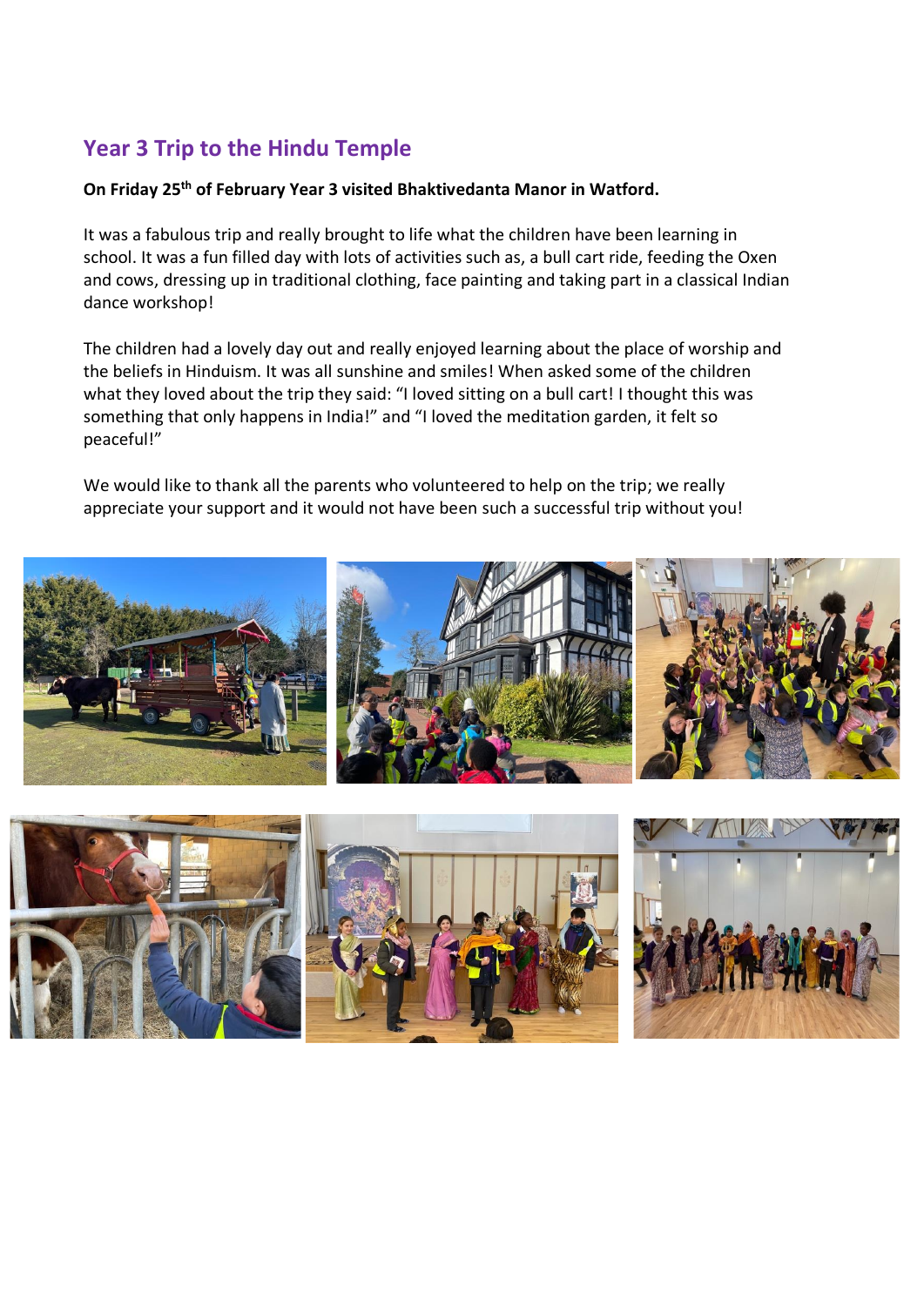## Year 3 Trip to the Hindu Temple

**On Friday 25th of February Year 3 visited Bhaktivedanta Manor in Watford.**

It was a fabulous trip and really brought to life what the children have been learning in school. It was a fun filled day with lots of activities such as, a bull cart ride, feeding the Oxen and cows, dressing up in traditional clothing, face painting and taking part in a classical Indian dance workshop!

The children had a lovely day out and really enjoyed learning about the place of worship and the beliefs in Hinduism. It was all sunshine and smiles! When asked some of the children what they loved about the trip they said: "I loved sitting on a bull cart! I thought this was something that only happens in India!" and "I loved the meditation garden, it felt so peaceful!"

We would like to thank all the parents who volunteered to help on the trip; we really appreciate your support and it would not have been such a successful trip without you!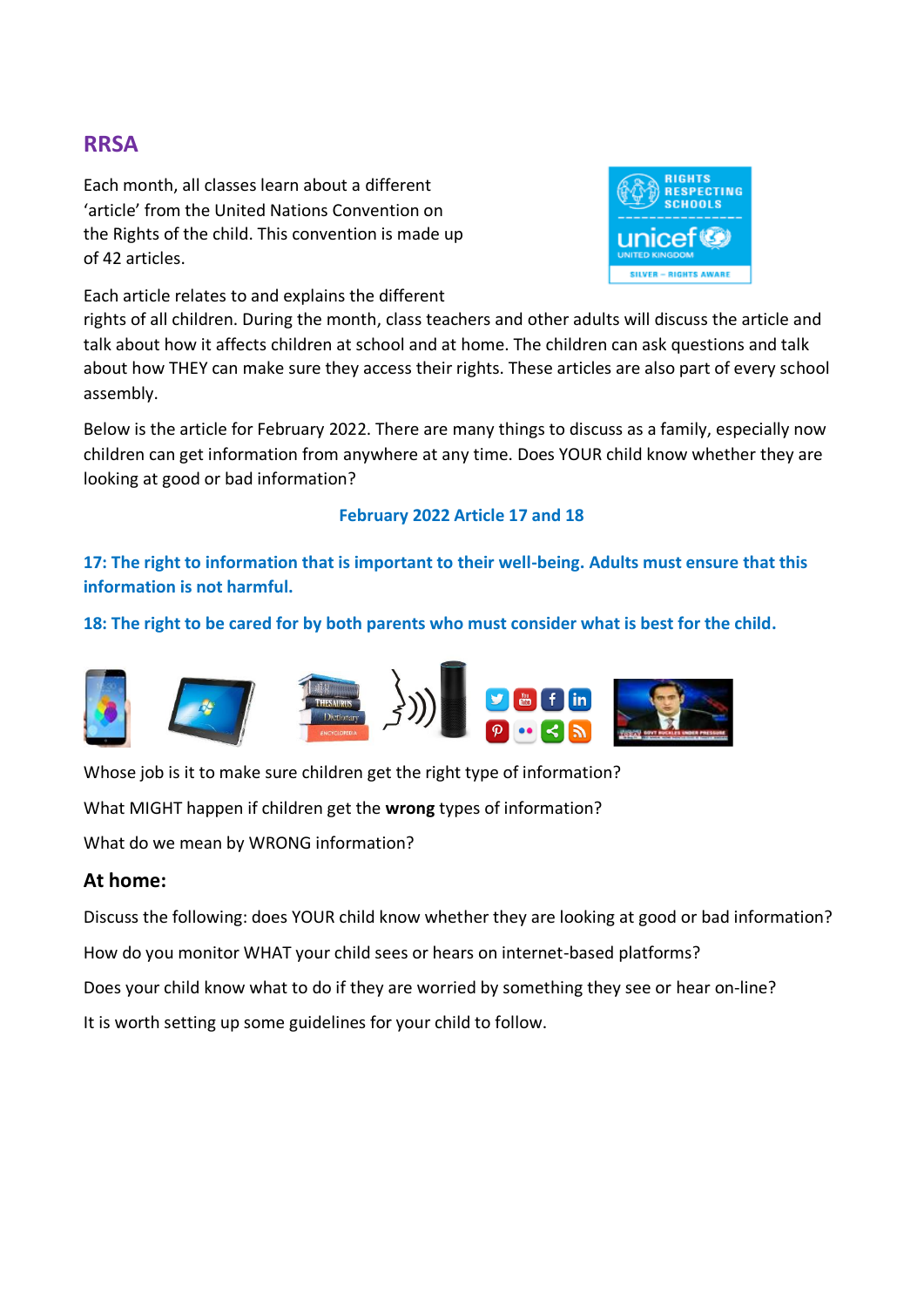## RRSA

Each month, all classes learn about a different 'article' from the United Nations Convention on the Rights of the child. This convention is made up of 42 articles.

Each article relates to and explains the different rights of all children. During the month, class teachers and other adults will discuss the article and talk about how it affects children at school and at home. The children can ask questions and talk about how THEY can make sure they access their rights. These articles are also part of every school assembly.

Below is the article for February 2022. There are many things to discuss as a family, especially now children can get information from anywhere at any time. Does YOUR child know whether they are looking at good or bad information?

**February 2022 Article 17 and 18**

**17: The right to information that is important to their well-being. Adults must ensure that this information is not harmful.**

**18: The right to be cared for by both parents who must consider what is best for the child.**

Whose job is it to make sure children get the right type of information?

What MIGHT happen if children get the **wrong** types of information?

What do we mean by WRONG information?

### At home:

Discuss the following: does YOUR child know whether they are looking at good or bad information?

How do you monitor WHAT your child sees or hears on internet-based platforms?

Does your child know what to do if they are worried by something they see or hear on-line?

It is worth setting up some guidelines for your child to follow.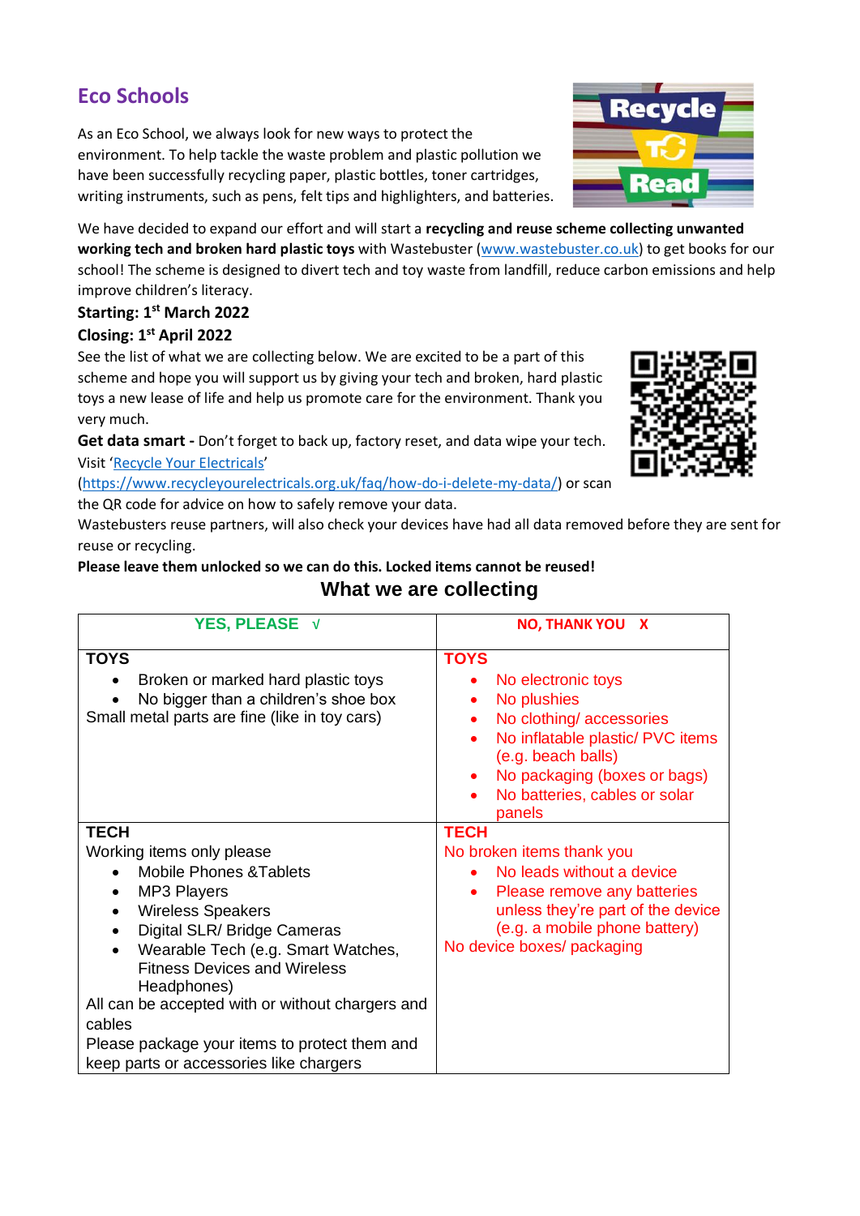## Eco Schools

As an Eco School, we always look for new ways to protect the environment. To help tackle the waste problem and plastic pollution we have been successfully recycling paper, plastic bottles, toner cartridges, writing instruments, such as pens, felt tips and highlighters, and batteries.

We have decided to expand our effort and will start a **recycling and reuse scheme collecting unwanted working tech and broken hard plastic toys** with Wastebuster (www.wastebuster.co.uk) to get books for our school! The scheme is designed to divert tech and toy waste from landfill, reduce carbon emissions and help improve children's literacy.

**Starting: 1st March 2022**

**Closing: 1st April 2022**

See the list of what we are collecting below. We are excited to be a part of this scheme and hope you will support us by giving your tech and broken, hard plastic toys a new lease of life and help us promote care for the environment. Thank you very much.

**Get data smart -** Don't forget to back up, factory reset, and data wipe your tech. Visit 'Recycle Your Electricals' (https://www.recycleyourelectricals.org.uk/faq/how-do-i-delete-my-data/) or scan the QR code for advice on how to safely remove your data.

Wastebusters reuse partners, will also check your devices have had all data removed before they are sent for reuse or recycling.

**Please leave them unlocked so we can do this. Locked items cannot be reused!**

### What we are collecting

| YES, PLEASE √ | NO, THANK YOU X |
| --- | --- |
| **TOYS**<br>• Broken or marked hard plastic toys<br>• No bigger than a children's shoe box<br>Small metal parts are fine (like in toy cars) | **TOYS**<br>• No electronic toys<br>• No plushies<br>• No clothing/ accessories<br>• No inflatable plastic/ PVC items (e.g. beach balls)<br>• No packaging (boxes or bags)<br>• No batteries, cables or solar panels |
| **TECH**<br>Working items only please<br>• Mobile Phones &Tablets<br>• MP3 Players<br>• Wireless Speakers<br>• Digital SLR/ Bridge Cameras<br>• Wearable Tech (e.g. Smart Watches, Fitness Devices and Wireless Headphones)<br>All can be accepted with or without chargers and cables<br>Please package your items to protect them and keep parts or accessories like chargers | **TECH**<br>No broken items thank you<br>• No leads without a device<br>• Please remove any batteries unless they're part of the device (e.g. a mobile phone battery)<br>No device boxes/ packaging |